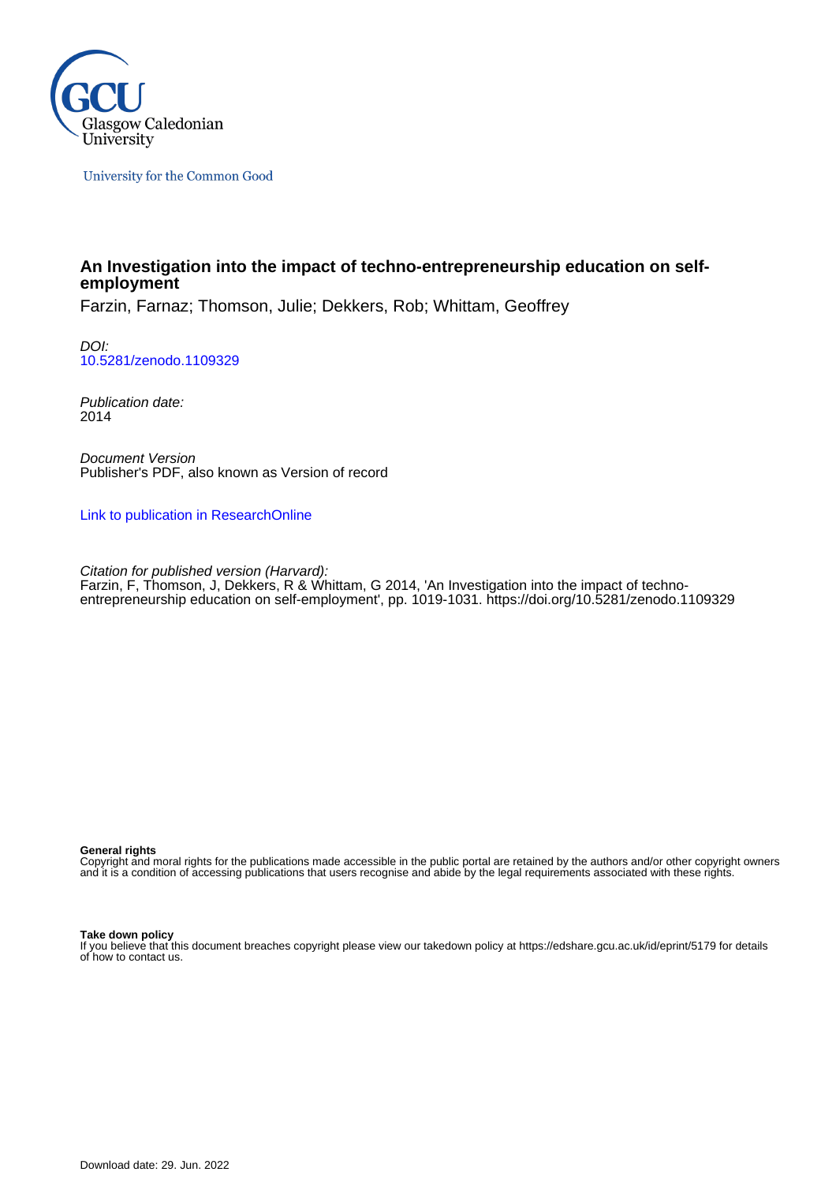Glasgow Caledonian University

University for the Common Good

# An Investigation into the impact of techno-entrepreneurship education on self-employment

Farzin, Farnaz; Thomson, Julie; Dekkers, Rob; Whittam, Geoffrey

*DOI:*
10.5281/zenodo.1109329

*Publication date:*
2014

*Document Version*
Publisher's PDF, also known as Version of record

Link to publication in ResearchOnline

*Citation for published version (Harvard):*
Farzin, F, Thomson, J, Dekkers, R & Whittam, G 2014, 'An Investigation into the impact of techno-entrepreneurship education on self-employment', pp. 1019-1031. https://doi.org/10.5281/zenodo.1109329

**General rights**
Copyright and moral rights for the publications made accessible in the public portal are retained by the authors and/or other copyright owners and it is a condition of accessing publications that users recognise and abide by the legal requirements associated with these rights.

**Take down policy**
If you believe that this document breaches copyright please view our takedown policy at https://edshare.gcu.ac.uk/id/eprint/5179 for details of how to contact us.

Download date: 29. Jun. 2022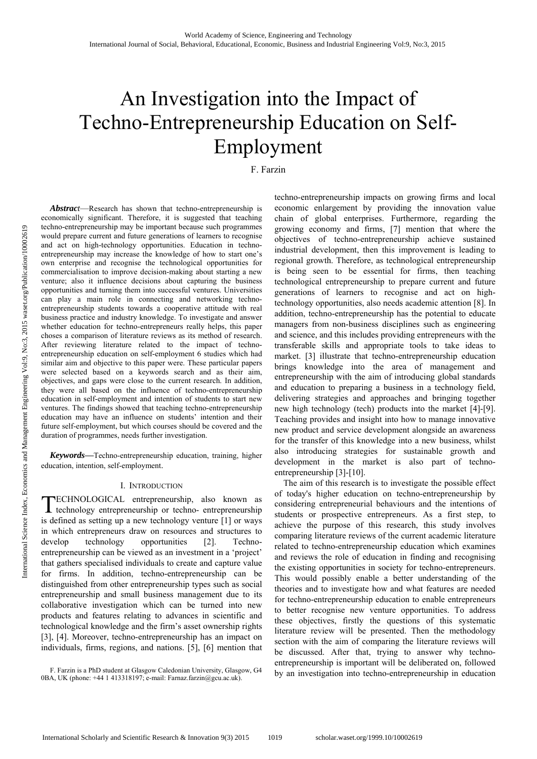# An Investigation into the Impact of Techno-Entrepreneurship Education on Self-Employment

F. Farzin

***Abstract*****—**Research has shown that techno-entrepreneurship is economically significant. Therefore, it is suggested that teaching techno-entrepreneurship may be important because such programmes would prepare current and future generations of learners to recognise and act on high-technology opportunities. Education in techno-entrepreneurship may increase the knowledge of how to start one's own enterprise and recognise the technological opportunities for commercialisation to improve decision-making about starting a new venture; also it influence decisions about capturing the business opportunities and turning them into successful ventures. Universities can play a main role in connecting and networking techno-entrepreneurship students towards a cooperative attitude with real business practice and industry knowledge. To investigate and answer whether education for techno-entrepreneurs really helps, this paper choses a comparison of literature reviews as its method of research. After reviewing literature related to the impact of techno-entrepreneurship education on self-employment 6 studies which had similar aim and objective to this paper were. These particular papers were selected based on a keywords search and as their aim, objectives, and gaps were close to the current research. In addition, they were all based on the influence of techno-entrepreneurship education in self-employment and intention of students to start new ventures. The findings showed that teaching techno-entrepreneurship education may have an influence on students' intention and their future self-employment, but which courses should be covered and the duration of programmes, needs further investigation.

***Keywords*****—**Techno-entrepreneurship education, training, higher education, intention, self-employment.

## I. Introduction

TECHNOLOGICAL entrepreneurship, also known as technology entrepreneurship or techno- entrepreneurship is defined as setting up a new technology venture [1] or ways in which entrepreneurs draw on resources and structures to develop technology opportunities [2]. Techno-entrepreneurship can be viewed as an investment in a 'project' that gathers specialised individuals to create and capture value for firms. In addition, techno-entrepreneurship can be distinguished from other entrepreneurship types such as social entrepreneurship and small business management due to its collaborative investigation which can be turned into new products and features relating to advances in scientific and technological knowledge and the firm's asset ownership rights [3], [4]. Moreover, techno-entrepreneurship has an impact on individuals, firms, regions, and nations. [5], [6] mention that techno-entrepreneurship impacts on growing firms and local economic enlargement by providing the innovation value chain of global enterprises. Furthermore, regarding the growing economy and firms, [7] mention that where the objectives of techno-entrepreneurship achieve sustained industrial development, then this improvement is leading to regional growth. Therefore, as technological entrepreneurship is being seen to be essential for firms, then teaching technological entrepreneurship to prepare current and future generations of learners to recognise and act on high-technology opportunities, also needs academic attention [8]. In addition, techno-entrepreneurship has the potential to educate managers from non-business disciplines such as engineering and science, and this includes providing entrepreneurs with the transferable skills and appropriate tools to take ideas to market. [3] illustrate that techno-entrepreneurship education brings knowledge into the area of management and entrepreneurship with the aim of introducing global standards and education to preparing a business in a technology field, delivering strategies and approaches and bringing together new high technology (tech) products into the market [4]-[9]. Teaching provides and insight into how to manage innovative new product and service development alongside an awareness for the transfer of this knowledge into a new business, whilst also introducing strategies for sustainable growth and development in the market is also part of techno-entrepreneurship [3]-[10].

The aim of this research is to investigate the possible effect of today's higher education on techno-entrepreneurship by considering entrepreneurial behaviours and the intentions of students or prospective entrepreneurs. As a first step, to achieve the purpose of this research, this study involves comparing literature reviews of the current academic literature related to techno-entrepreneurship education which examines and reviews the role of education in finding and recognising the existing opportunities in society for techno-entrepreneurs. This would possibly enable a better understanding of the theories and to investigate how and what features are needed for techno-entrepreneurship education to enable entrepreneurs to better recognise new venture opportunities. To address these objectives, firstly the questions of this systematic literature review will be presented. Then the methodology section with the aim of comparing the literature reviews will be discussed. After that, trying to answer why techno-entrepreneurship is important will be deliberated on, followed by an investigation into techno-entrepreneurship in education

F. Farzin is a PhD student at Glasgow Caledonian University, Glasgow, G4 0BA, UK (phone: +44 1 413318197; e-mail: Farnaz.farzin@gcu.ac.uk).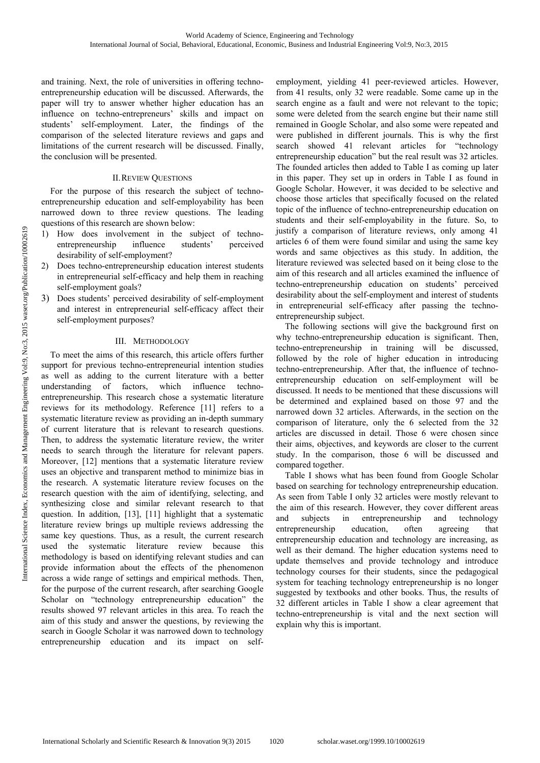and training. Next, the role of universities in offering techno-entrepreneurship education will be discussed. Afterwards, the paper will try to answer whether higher education has an influence on techno-entrepreneurs' skills and impact on students' self-employment. Later, the findings of the comparison of the selected literature reviews and gaps and limitations of the current research will be discussed. Finally, the conclusion will be presented.

## II. Review Questions

For the purpose of this research the subject of techno-entrepreneurship education and self-employability has been narrowed down to three review questions. The leading questions of this research are shown below:

1) How does involvement in the subject of techno-entrepreneurship influence students' perceived desirability of self-employment?
2) Does techno-entrepreneurship education interest students in entrepreneurial self-efficacy and help them in reaching self-employment goals?
3) Does students' perceived desirability of self-employment and interest in entrepreneurial self-efficacy affect their self-employment purposes?

## III. Methodology

To meet the aims of this research, this article offers further support for previous techno-entrepreneurial intention studies as well as adding to the current literature with a better understanding of factors, which influence techno-entrepreneurship. This research chose a systematic literature reviews for its methodology. Reference [11] refers to a systematic literature review as providing an in-depth summary of current literature that is relevant to research questions. Then, to address the systematic literature review, the writer needs to search through the literature for relevant papers. Moreover, [12] mentions that a systematic literature review uses an objective and transparent method to minimize bias in the research. A systematic literature review focuses on the research question with the aim of identifying, selecting, and synthesizing close and similar relevant research to that question. In addition, [13], [11] highlight that a systematic literature review brings up multiple reviews addressing the same key questions. Thus, as a result, the current research used the systematic literature review because this methodology is based on identifying relevant studies and can provide information about the effects of the phenomenon across a wide range of settings and empirical methods. Then, for the purpose of the current research, after searching Google Scholar on "technology entrepreneurship education" the results showed 97 relevant articles in this area. To reach the aim of this study and answer the questions, by reviewing the search in Google Scholar it was narrowed down to technology entrepreneurship education and its impact on self-employment, yielding 41 peer-reviewed articles. However, from 41 results, only 32 were readable. Some came up in the search engine as a fault and were not relevant to the topic; some were deleted from the search engine but their name still remained in Google Scholar, and also some were repeated and were published in different journals. This is why the first search showed 41 relevant articles for "technology entrepreneurship education" but the real result was 32 articles. The founded articles then added to Table I as coming up later in this paper. They set up in orders in Table I as found in Google Scholar. However, it was decided to be selective and choose those articles that specifically focused on the related topic of the influence of techno-entrepreneurship education on students and their self-employability in the future. So, to justify a comparison of literature reviews, only among 41 articles 6 of them were found similar and using the same key words and same objectives as this study. In addition, the literature reviewed was selected based on it being close to the aim of this research and all articles examined the influence of techno-entrepreneurship education on students' perceived desirability about the self-employment and interest of students in entrepreneurial self-efficacy after passing the techno-entrepreneurship subject.

The following sections will give the background first on why techno-entrepreneurship education is significant. Then, techno-entrepreneurship in training will be discussed, followed by the role of higher education in introducing techno-entrepreneurship. After that, the influence of techno-entrepreneurship education on self-employment will be discussed. It needs to be mentioned that these discussions will be determined and explained based on those 97 and the narrowed down 32 articles. Afterwards, in the section on the comparison of literature, only the 6 selected from the 32 articles are discussed in detail. Those 6 were chosen since their aims, objectives, and keywords are closer to the current study. In the comparison, those 6 will be discussed and compared together.

Table I shows what has been found from Google Scholar based on searching for technology entrepreneurship education. As seen from Table I only 32 articles were mostly relevant to the aim of this research. However, they cover different areas and subjects in entrepreneurship and technology entrepreneurship education, often agreeing that entrepreneurship education and technology are increasing, as well as their demand. The higher education systems need to update themselves and provide technology and introduce technology courses for their students, since the pedagogical system for teaching technology entrepreneurship is no longer suggested by textbooks and other books. Thus, the results of 32 different articles in Table I show a clear agreement that techno-entrepreneurship is vital and the next section will explain why this is important.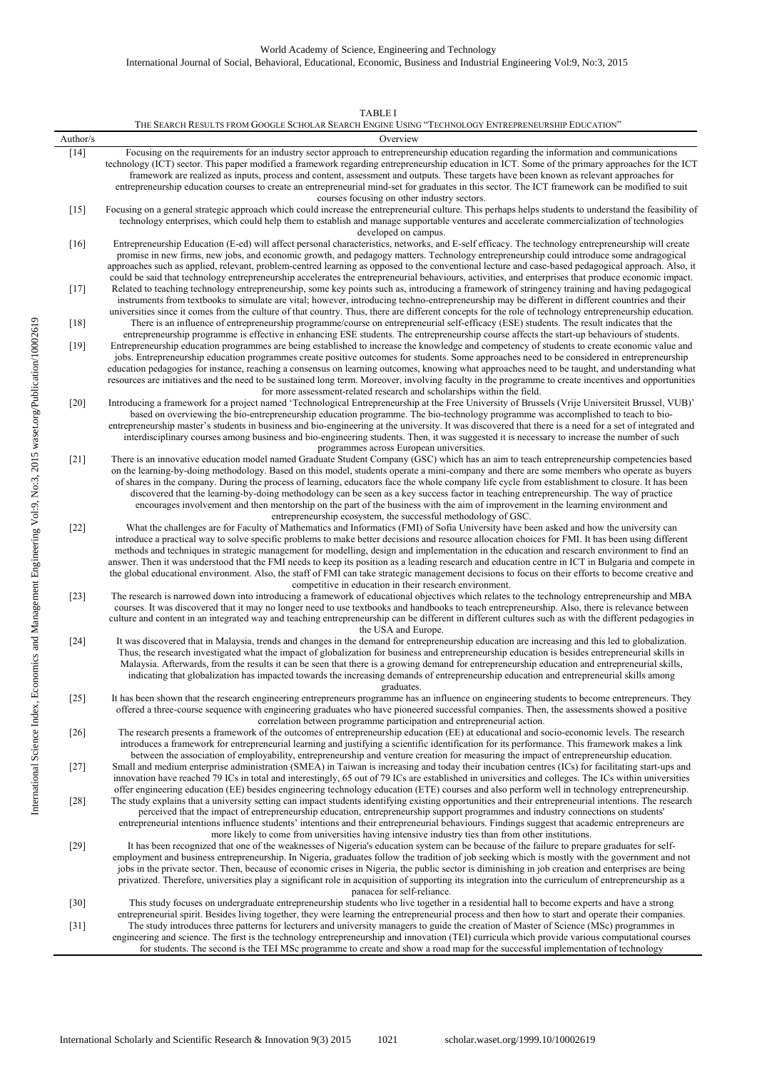TABLE I

THE SEARCH RESULTS FROM GOOGLE SCHOLAR SEARCH ENGINE USING "TECHNOLOGY ENTREPRENEURSHIP EDUCATION"

| Author/s | Overview |
|---|---|
| [14] | Focusing on the requirements for an industry sector approach to entrepreneurship education regarding the information and communications technology (ICT) sector. This paper modified a framework regarding entrepreneurship education in ICT. Some of the primary approaches for the ICT framework are realized as inputs, process and content, assessment and outputs. These targets have been known as relevant approaches for entrepreneurship education courses to create an entrepreneurial mind-set for graduates in this sector. The ICT framework can be modified to suit courses focusing on other industry sectors. |
| [15] | Focusing on a general strategic approach which could increase the entrepreneurial culture. This perhaps helps students to understand the feasibility of technology enterprises, which could help them to establish and manage supportable ventures and accelerate commercialization of technologies developed on campus. |
| [16] | Entrepreneurship Education (E-ed) will affect personal characteristics, networks, and E-self efficacy. The technology entrepreneurship will create promise in new firms, new jobs, and economic growth, and pedagogy matters. Technology entrepreneurship could introduce some andragogical approaches such as applied, relevant, problem-centred learning as opposed to the conventional lecture and case-based pedagogical approach. Also, it could be said that technology entrepreneurship accelerates the entrepreneurial behaviours, activities, and enterprises that produce economic impact. |
| [17] | Related to teaching technology entrepreneurship, some key points such as, introducing a framework of stringency training and having pedagogical instruments from textbooks to simulate are vital; however, introducing techno-entrepreneurship may be different in different countries and their universities since it comes from the culture of that country. Thus, there are different concepts for the role of technology entrepreneurship education. |
| [18] | There is an influence of entrepreneurship programme/course on entrepreneurial self-efficacy (ESE) students. The result indicates that the entrepreneurship programme is effective in enhancing ESE students. The entrepreneurship course affects the start-up behaviours of students. |
| [19] | Entrepreneurship education programmes are being established to increase the knowledge and competency of students to create economic value and jobs. Entrepreneurship education programmes create positive outcomes for students. Some approaches need to be considered in entrepreneurship education pedagogies for instance, reaching a consensus on learning outcomes, knowing what approaches need to be taught, and understanding what resources are initiatives and the need to be sustained long term. Moreover, involving faculty in the programme to create incentives and opportunities for more assessment-related research and scholarships within the field. |
| [20] | Introducing a framework for a project named 'Technological Entrepreneurship at the Free University of Brussels (Vrije Universiteit Brussel, VUB)' based on overviewing the bio-entrepreneurship education programme. The bio-technology programme was accomplished to teach to bio-entrepreneurship master's students in business and bio-engineering at the university. It was discovered that there is a need for a set of integrated and interdisciplinary courses among business and bio-engineering students. Then, it was suggested it is necessary to increase the number of such programmes across European universities. |
| [21] | There is an innovative education model named Graduate Student Company (GSC) which has an aim to teach entrepreneurship competencies based on the learning-by-doing methodology. Based on this model, students operate a mini-company and there are some members who operate as buyers of shares in the company. During the process of learning, educators face the whole company life cycle from establishment to closure. It has been discovered that the learning-by-doing methodology can be seen as a key success factor in teaching entrepreneurship. The way of practice encourages involvement and then mentorship on the part of the business with the aim of improvement in the learning environment and entrepreneurship ecosystem, the successful methodology of GSC. |
| [22] | What the challenges are for Faculty of Mathematics and Informatics (FMI) of Sofia University have been asked and how the university can introduce a practical way to solve specific problems to make better decisions and resource allocation choices for FMI. It has been using different methods and techniques in strategic management for modelling, design and implementation in the education and research environment to find an answer. Then it was understood that the FMI needs to keep its position as a leading research and education centre in ICT in Bulgaria and compete in the global educational environment. Also, the staff of FMI can take strategic management decisions to focus on their efforts to become creative and competitive in education in their research environment. |
| [23] | The research is narrowed down into introducing a framework of educational objectives which relates to the technology entrepreneurship and MBA courses. It was discovered that it may no longer need to use textbooks and handbooks to teach entrepreneurship. Also, there is relevance between culture and content in an integrated way and teaching entrepreneurship can be different in different cultures such as with the different pedagogies in the USA and Europe. |
| [24] | It was discovered that in Malaysia, trends and changes in the demand for entrepreneurship education are increasing and this led to globalization. Thus, the research investigated what the impact of globalization for business and entrepreneurship education is besides entrepreneurial skills in Malaysia. Afterwards, from the results it can be seen that there is a growing demand for entrepreneurship education and entrepreneurial skills, indicating that globalization has impacted towards the increasing demands of entrepreneurship education and entrepreneurial skills among graduates. |
| [25] | It has been shown that the research engineering entrepreneurs programme has an influence on engineering students to become entrepreneurs. They offered a three-course sequence with engineering graduates who have pioneered successful companies. Then, the assessments showed a positive correlation between programme participation and entrepreneurial action. |
| [26] | The research presents a framework of the outcomes of entrepreneurship education (EE) at educational and socio-economic levels. The research introduces a framework for entrepreneurial learning and justifying a scientific identification for its performance. This framework makes a link between the association of employability, entrepreneurship and venture creation for measuring the impact of entrepreneurship education. |
| [27] | Small and medium enterprise administration (SMEA) in Taiwan is increasing and today their incubation centres (ICs) for facilitating start-ups and innovation have reached 79 ICs in total and interestingly, 65 out of 79 ICs are established in universities and colleges. The ICs within universities offer engineering education (EE) besides engineering technology education (ETE) courses and also perform well in technology entrepreneurship. |
| [28] | The study explains that a university setting can impact students identifying existing opportunities and their entrepreneurial intentions. The research perceived that the impact of entrepreneurship education, entrepreneurship support programmes and industry connections on students' entrepreneurial intentions influence students' intentions and their entrepreneurial behaviours. Findings suggest that academic entrepreneurs are more likely to come from universities having intensive industry ties than from other institutions. |
| [29] | It has been recognized that one of the weaknesses of Nigeria's education system can be because of the failure to prepare graduates for self-employment and business entrepreneurship. In Nigeria, graduates follow the tradition of job seeking which is mostly with the government and not jobs in the private sector. Then, because of economic crises in Nigeria, the public sector is diminishing in job creation and enterprises are being privatized. Therefore, universities play a significant role in acquisition of supporting its integration into the curriculum of entrepreneurship as a panacea for self-reliance. |
| [30] | This study focuses on undergraduate entrepreneurship students who live together in a residential hall to become experts and have a strong entrepreneurial spirit. Besides living together, they were learning the entrepreneurial process and then how to start and operate their companies. |
| [31] | The study introduces three patterns for lecturers and university managers to guide the creation of Master of Science (MSc) programmes in engineering and science. The first is the technology entrepreneurship and innovation (TEI) curricula which provide various computational courses for students. The second is the TEI MSc programme to create and show a road map for the successful implementation of technology |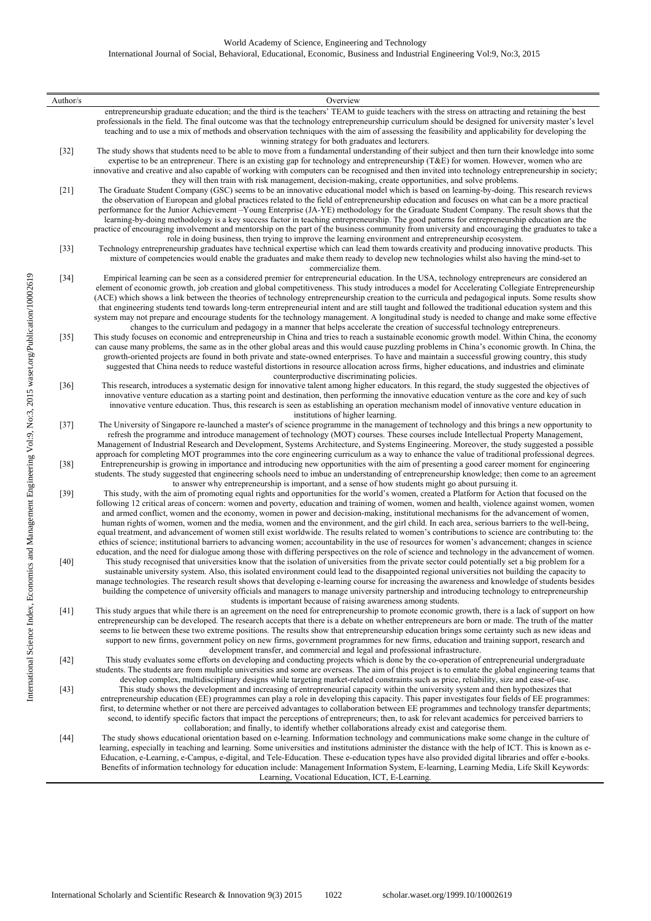| Author/s | Overview |
|---|---|
| | entrepreneurship graduate education; and the third is the teachers' TEAM to guide teachers with the stress on attracting and retaining the best professionals in the field. The final outcome was that the technology entrepreneurship curriculum should be designed for university master's level teaching and to use a mix of methods and observation techniques with the aim of assessing the feasibility and applicability for developing the winning strategy for both graduates and lecturers. |
| [32] | The study shows that students need to be able to move from a fundamental understanding of their subject and then turn their knowledge into some expertise to be an entrepreneur. There is an existing gap for technology and entrepreneurship (T&E) for women. However, women who are innovative and creative and also capable of working with computers can be recognised and then invited into technology entrepreneurship in society; they will then train with risk management, decision-making, create opportunities, and solve problems. |
| [21] | The Graduate Student Company (GSC) seems to be an innovative educational model which is based on learning-by-doing. This research reviews the observation of European and global practices related to the field of entrepreneurship education and focuses on what can be a more practical performance for the Junior Achievement –Young Enterprise (JA-YE) methodology for the Graduate Student Company. The result shows that the learning-by-doing methodology is a key success factor in teaching entrepreneurship. The good patterns for entrepreneurship education are the practice of encouraging involvement and mentorship on the part of the business community from university and encouraging the graduates to take a role in doing business, then trying to improve the learning environment and entrepreneurship ecosystem. |
| [33] | Technology entrepreneurship graduates have technical expertise which can lead them towards creativity and producing innovative products. This mixture of competencies would enable the graduates and make them ready to develop new technologies whilst also having the mind-set to commercialize them. |
| [34] | Empirical learning can be seen as a considered premier for entrepreneurial education. In the USA, technology entrepreneurs are considered an element of economic growth, job creation and global competitiveness. This study introduces a model for Accelerating Collegiate Entrepreneurship (ACE) which shows a link between the theories of technology entrepreneurship creation to the curricula and pedagogical inputs. Some results show that engineering students tend towards long-term entrepreneurial intent and are still taught and followed the traditional education system and this system may not prepare and encourage students for the technology management. A longitudinal study is needed to change and make some effective changes to the curriculum and pedagogy in a manner that helps accelerate the creation of successful technology entrepreneurs. |
| [35] | This study focuses on economic and entrepreneurship in China and tries to reach a sustainable economic growth model. Within China, the economy can cause many problems, the same as in the other global areas and this would cause puzzling problems in China's economic growth. In China, the growth-oriented projects are found in both private and state-owned enterprises. To have and maintain a successful growing country, this study suggested that China needs to reduce wasteful distortions in resource allocation across firms, higher educations, and industries and eliminate counterproductive discriminating policies. |
| [36] | This research, introduces a systematic design for innovative talent among higher educators. In this regard, the study suggested the objectives of innovative venture education as a starting point and destination, then performing the innovative education venture as the core and key of such innovative venture education. Thus, this research is seen as establishing an operation mechanism model of innovative venture education in institutions of higher learning. |
| [37] | The University of Singapore re-launched a master's of science programme in the management of technology and this brings a new opportunity to refresh the programme and introduce management of technology (MOT) courses. These courses include Intellectual Property Management, Management of Industrial Research and Development, Systems Architecture, and Systems Engineering. Moreover, the study suggested a possible approach for completing MOT programmes into the core engineering curriculum as a way to enhance the value of traditional professional degrees. |
| [38] | Entrepreneurship is growing in importance and introducing new opportunities with the aim of presenting a good career moment for engineering students. The study suggested that engineering schools need to imbue an understanding of entrepreneurship knowledge; then come to an agreement to answer why entrepreneurship is important, and a sense of how students might go about pursuing it. |
| [39] | This study, with the aim of promoting equal rights and opportunities for the world's women, created a Platform for Action that focused on the following 12 critical areas of concern: women and poverty, education and training of women, women and health, violence against women, women and armed conflict, women and the economy, women in power and decision-making, institutional mechanisms for the advancement of women, human rights of women, women and the media, women and the environment, and the girl child. In each area, serious barriers to the well-being, equal treatment, and advancement of women still exist worldwide. The results related to women's contributions to science are contributing to: the ethics of science; institutional barriers to advancing women; accountability in the use of resources for women's advancement; changes in science education, and the need for dialogue among those with differing perspectives on the role of science and technology in the advancement of women. |
| [40] | This study recognised that universities know that the isolation of universities from the private sector could potentially set a big problem for a sustainable university system. Also, this isolated environment could lead to the disappointed regional universities not building the capacity to manage technologies. The research result shows that developing e-learning course for increasing the awareness and knowledge of students besides building the competence of university officials and managers to manage university partnership and introducing technology to entrepreneurship students is important because of raising awareness among students. |
| [41] | This study argues that while there is an agreement on the need for entrepreneurship to promote economic growth, there is a lack of support on how entrepreneurship can be developed. The research accepts that there is a debate on whether entrepreneurs are born or made. The truth of the matter seems to lie between these two extreme positions. The results show that entrepreneurship education brings some certainty such as new ideas and support to new firms, government policy on new firms, government programmes for new firms, education and training support, research and development transfer, and commercial and legal and professional infrastructure. |
| [42] | This study evaluates some efforts on developing and conducting projects which is done by the co-operation of entrepreneurial undergraduate students. The students are from multiple universities and some are overseas. The aim of this project is to emulate the global engineering teams that develop complex, multidisciplinary designs while targeting market-related constraints such as price, reliability, size and ease-of-use. |
| [43] | This study shows the development and increasing of entrepreneurial capacity within the university system and then hypothesizes that entrepreneurship education (EE) programmes can play a role in developing this capacity. This paper investigates four fields of EE programmes: first, to determine whether or not there are perceived advantages to collaboration between EE programmes and technology transfer departments; second, to identify specific factors that impact the perceptions of entrepreneurs; then, to ask for relevant academics for perceived barriers to collaboration; and finally, to identify whether collaborations already exist and categorise them. |
| [44] | The study shows educational orientation based on e-learning. Information technology and communications make some change in the culture of learning, especially in teaching and learning. Some universities and institutions administer the distance with the help of ICT. This is known as e-Education, e-Learning, e-Campus, e-digital, and Tele-Education. These e-education types have also provided digital libraries and offer e-books. Benefits of information technology for education include: Management Information System, E-learning, Learning Media, Life Skill Keywords: Learning, Vocational Education, ICT, E-Learning. |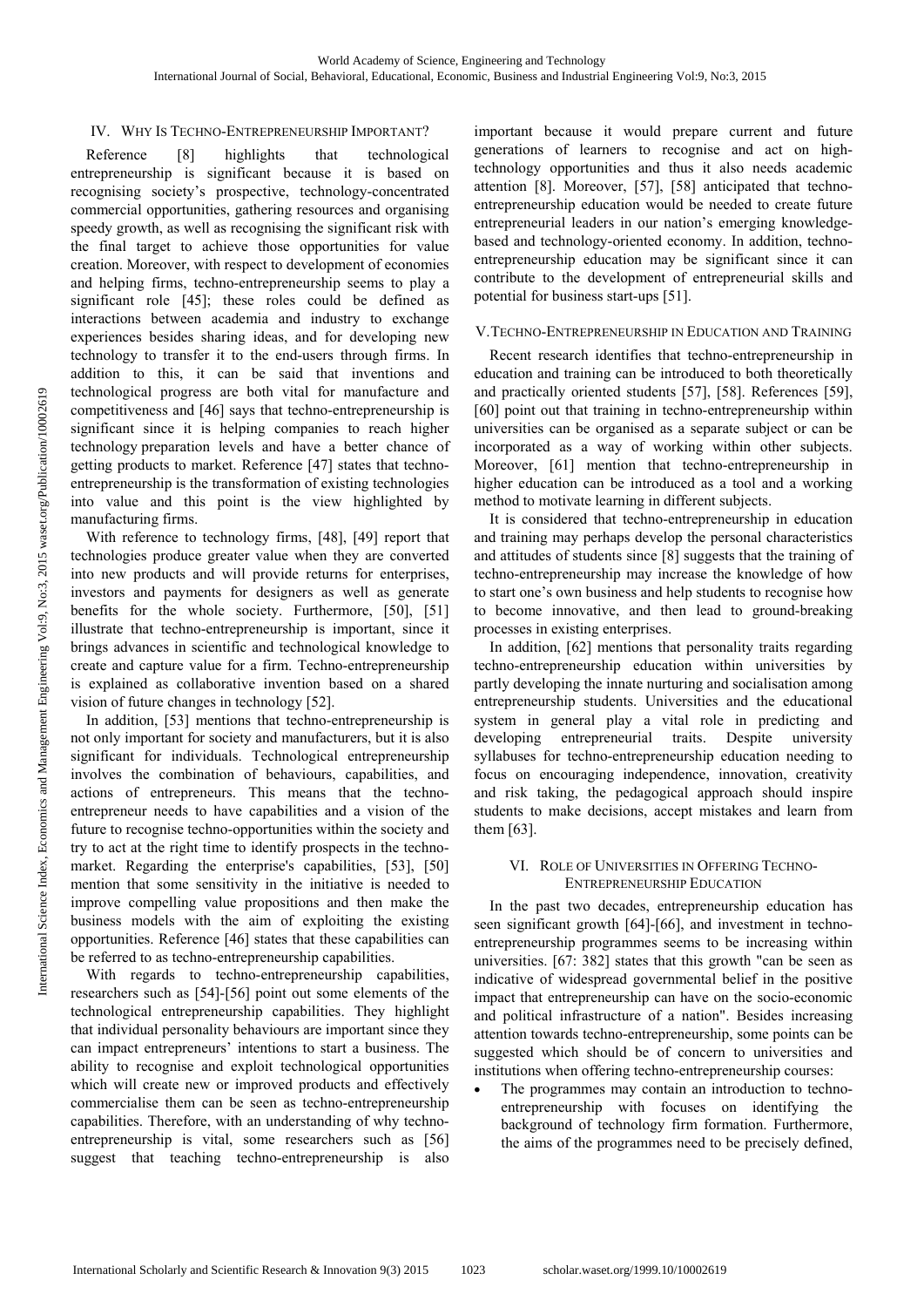## IV. Why Is Techno-Entrepreneurship Important?

Reference [8] highlights that technological entrepreneurship is significant because it is based on recognising society's prospective, technology-concentrated commercial opportunities, gathering resources and organising speedy growth, as well as recognising the significant risk with the final target to achieve those opportunities for value creation. Moreover, with respect to development of economies and helping firms, techno-entrepreneurship seems to play a significant role [45]; these roles could be defined as interactions between academia and industry to exchange experiences besides sharing ideas, and for developing new technology to transfer it to the end-users through firms. In addition to this, it can be said that inventions and technological progress are both vital for manufacture and competitiveness and [46] says that techno-entrepreneurship is significant since it is helping companies to reach higher technology preparation levels and have a better chance of getting products to market. Reference [47] states that techno-entrepreneurship is the transformation of existing technologies into value and this point is the view highlighted by manufacturing firms.

With reference to technology firms, [48], [49] report that technologies produce greater value when they are converted into new products and will provide returns for enterprises, investors and payments for designers as well as generate benefits for the whole society. Furthermore, [50], [51] illustrate that techno-entrepreneurship is important, since it brings advances in scientific and technological knowledge to create and capture value for a firm. Techno-entrepreneurship is explained as collaborative invention based on a shared vision of future changes in technology [52].

In addition, [53] mentions that techno-entrepreneurship is not only important for society and manufacturers, but it is also significant for individuals. Technological entrepreneurship involves the combination of behaviours, capabilities, and actions of entrepreneurs. This means that the techno-entrepreneur needs to have capabilities and a vision of the future to recognise techno-opportunities within the society and try to act at the right time to identify prospects in the techno-market. Regarding the enterprise's capabilities, [53], [50] mention that some sensitivity in the initiative is needed to improve compelling value propositions and then make the business models with the aim of exploiting the existing opportunities. Reference [46] states that these capabilities can be referred to as techno-entrepreneurship capabilities.

With regards to techno-entrepreneurship capabilities, researchers such as [54]-[56] point out some elements of the technological entrepreneurship capabilities. They highlight that individual personality behaviours are important since they can impact entrepreneurs' intentions to start a business. The ability to recognise and exploit technological opportunities which will create new or improved products and effectively commercialise them can be seen as techno-entrepreneurship capabilities. Therefore, with an understanding of why techno-entrepreneurship is vital, some researchers such as [56] suggest that teaching techno-entrepreneurship is also important because it would prepare current and future generations of learners to recognise and act on high-technology opportunities and thus it also needs academic attention [8]. Moreover, [57], [58] anticipated that techno-entrepreneurship education would be needed to create future entrepreneurial leaders in our nation's emerging knowledge-based and technology-oriented economy. In addition, techno-entrepreneurship education may be significant since it can contribute to the development of entrepreneurial skills and potential for business start-ups [51].

## V. Techno-Entrepreneurship in Education and Training

Recent research identifies that techno-entrepreneurship in education and training can be introduced to both theoretically and practically oriented students [57], [58]. References [59], [60] point out that training in techno-entrepreneurship within universities can be organised as a separate subject or can be incorporated as a way of working within other subjects. Moreover, [61] mention that techno-entrepreneurship in higher education can be introduced as a tool and a working method to motivate learning in different subjects.

It is considered that techno-entrepreneurship in education and training may perhaps develop the personal characteristics and attitudes of students since [8] suggests that the training of techno-entrepreneurship may increase the knowledge of how to start one's own business and help students to recognise how to become innovative, and then lead to ground-breaking processes in existing enterprises.

In addition, [62] mentions that personality traits regarding techno-entrepreneurship education within universities by partly developing the innate nurturing and socialisation among entrepreneurship students. Universities and the educational system in general play a vital role in predicting and developing entrepreneurial traits. Despite university syllabuses for techno-entrepreneurship education needing to focus on encouraging independence, innovation, creativity and risk taking, the pedagogical approach should inspire students to make decisions, accept mistakes and learn from them [63].

## VI. Role of Universities in Offering Techno-Entrepreneurship Education

In the past two decades, entrepreneurship education has seen significant growth [64]-[66], and investment in techno-entrepreneurship programmes seems to be increasing within universities. [67: 382] states that this growth "can be seen as indicative of widespread governmental belief in the positive impact that entrepreneurship can have on the socio-economic and political infrastructure of a nation". Besides increasing attention towards techno-entrepreneurship, some points can be suggested which should be of concern to universities and institutions when offering techno-entrepreneurship courses:

- The programmes may contain an introduction to techno-entrepreneurship with focuses on identifying the background of technology firm formation. Furthermore, the aims of the programmes need to be precisely defined,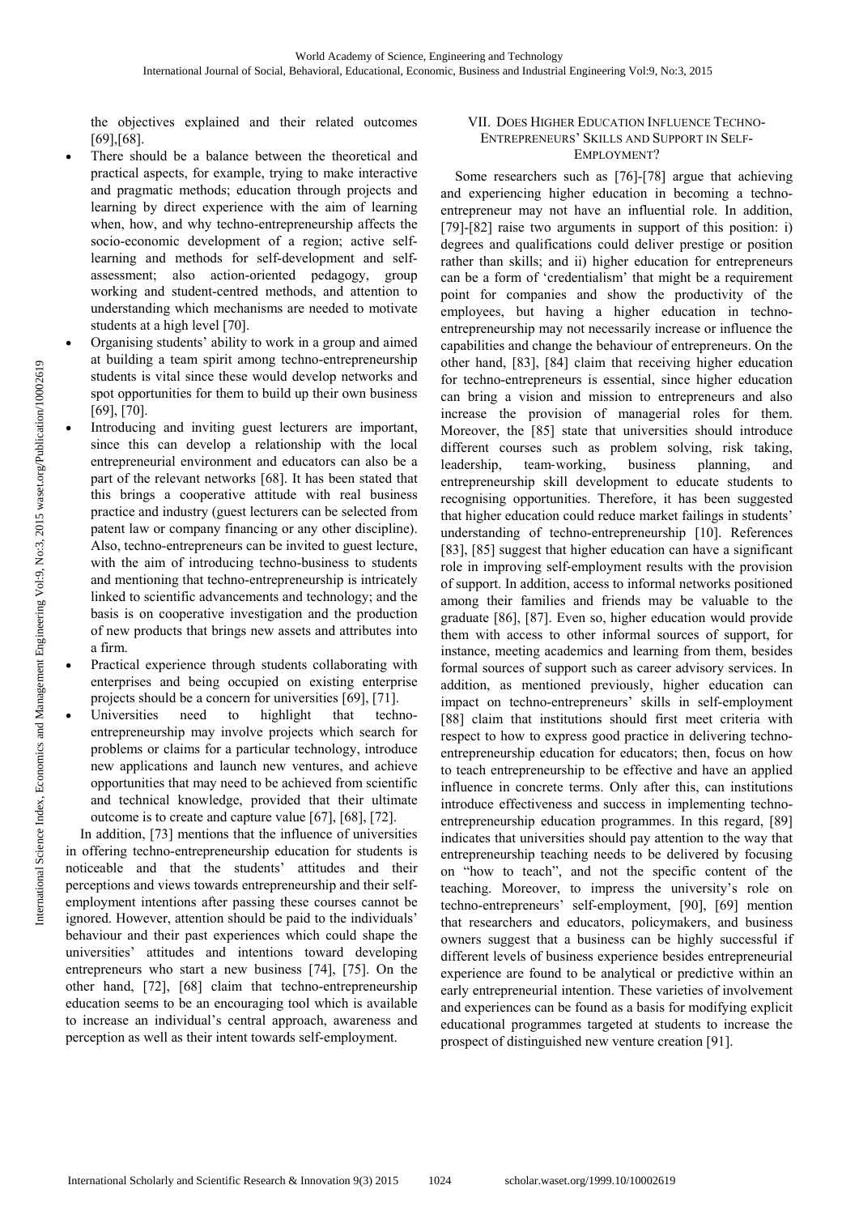the objectives explained and their related outcomes [69],[68].

- There should be a balance between the theoretical and practical aspects, for example, trying to make interactive and pragmatic methods; education through projects and learning by direct experience with the aim of learning when, how, and why techno-entrepreneurship affects the socio-economic development of a region; active self-learning and methods for self-development and self-assessment; also action-oriented pedagogy, group working and student-centred methods, and attention to understanding which mechanisms are needed to motivate students at a high level [70].
- Organising students' ability to work in a group and aimed at building a team spirit among techno-entrepreneurship students is vital since these would develop networks and spot opportunities for them to build up their own business [69], [70].
- Introducing and inviting guest lecturers are important, since this can develop a relationship with the local entrepreneurial environment and educators can also be a part of the relevant networks [68]. It has been stated that this brings a cooperative attitude with real business practice and industry (guest lecturers can be selected from patent law or company financing or any other discipline). Also, techno-entrepreneurs can be invited to guest lecture, with the aim of introducing techno-business to students and mentioning that techno-entrepreneurship is intricately linked to scientific advancements and technology; and the basis is on cooperative investigation and the production of new products that brings new assets and attributes into a firm.
- Practical experience through students collaborating with enterprises and being occupied on existing enterprise projects should be a concern for universities [69], [71].
- Universities need to highlight that techno-entrepreneurship may involve projects which search for problems or claims for a particular technology, introduce new applications and launch new ventures, and achieve opportunities that may need to be achieved from scientific and technical knowledge, provided that their ultimate outcome is to create and capture value [67], [68], [72].

In addition, [73] mentions that the influence of universities in offering techno-entrepreneurship education for students is noticeable and that the students' attitudes and their perceptions and views towards entrepreneurship and their self-employment intentions after passing these courses cannot be ignored. However, attention should be paid to the individuals' behaviour and their past experiences which could shape the universities' attitudes and intentions toward developing entrepreneurs who start a new business [74], [75]. On the other hand, [72], [68] claim that techno-entrepreneurship education seems to be an encouraging tool which is available to increase an individual's central approach, awareness and perception as well as their intent towards self-employment.

## VII. Does Higher Education Influence Techno-Entrepreneurs' Skills and Support in Self-Employment?

Some researchers such as [76]-[78] argue that achieving and experiencing higher education in becoming a techno-entrepreneur may not have an influential role. In addition, [79]-[82] raise two arguments in support of this position: i) degrees and qualifications could deliver prestige or position rather than skills; and ii) higher education for entrepreneurs can be a form of 'credentialism' that might be a requirement point for companies and show the productivity of the employees, but having a higher education in techno-entrepreneurship may not necessarily increase or influence the capabilities and change the behaviour of entrepreneurs. On the other hand, [83], [84] claim that receiving higher education for techno-entrepreneurs is essential, since higher education can bring a vision and mission to entrepreneurs and also increase the provision of managerial roles for them. Moreover, the [85] state that universities should introduce different courses such as problem solving, risk taking, leadership, team-working, business planning, and entrepreneurship skill development to educate students to recognising opportunities. Therefore, it has been suggested that higher education could reduce market failings in students' understanding of techno-entrepreneurship [10]. References [83], [85] suggest that higher education can have a significant role in improving self-employment results with the provision of support. In addition, access to informal networks positioned among their families and friends may be valuable to the graduate [86], [87]. Even so, higher education would provide them with access to other informal sources of support, for instance, meeting academics and learning from them, besides formal sources of support such as career advisory services. In addition, as mentioned previously, higher education can impact on techno-entrepreneurs' skills in self-employment [88] claim that institutions should first meet criteria with respect to how to express good practice in delivering techno-entrepreneurship education for educators; then, focus on how to teach entrepreneurship to be effective and have an applied influence in concrete terms. Only after this, can institutions introduce effectiveness and success in implementing techno-entrepreneurship education programmes. In this regard, [89] indicates that universities should pay attention to the way that entrepreneurship teaching needs to be delivered by focusing on "how to teach", and not the specific content of the teaching. Moreover, to impress the university's role on techno-entrepreneurs' self-employment, [90], [69] mention that researchers and educators, policymakers, and business owners suggest that a business can be highly successful if different levels of business experience besides entrepreneurial experience are found to be analytical or predictive within an early entrepreneurial intention. These varieties of involvement and experiences can be found as a basis for modifying explicit educational programmes targeted at students to increase the prospect of distinguished new venture creation [91].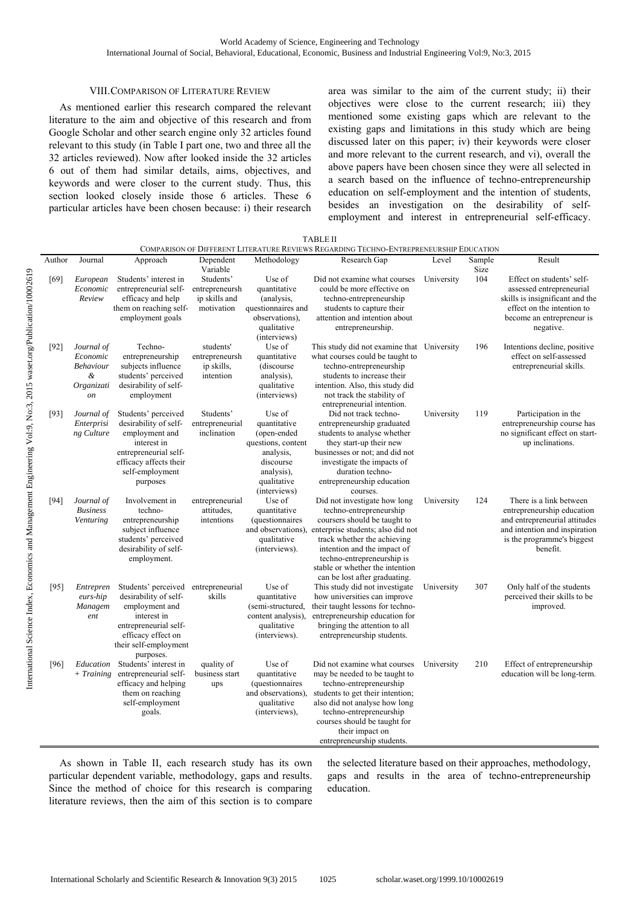## VIII. Comparison of Literature Review

As mentioned earlier this research compared the relevant literature to the aim and objective of this research and from Google Scholar and other search engine only 32 articles found relevant to this study (in Table I part one, two and three all the 32 articles reviewed). Now after looked inside the 32 articles 6 out of them had similar details, aims, objectives, and keywords and were closer to the current study. Thus, this section looked closely inside those 6 articles. These 6 particular articles have been chosen because: i) their research area was similar to the aim of the current study; ii) their objectives were close to the current research; iii) they mentioned some existing gaps which are relevant to the existing gaps and limitations in this study which are being discussed later on this paper; iv) their keywords were closer and more relevant to the current research, and vi), overall the above papers have been chosen since they were all selected in a search based on the influence of techno-entrepreneurship education on self-employment and the intention of students, besides an investigation on the desirability of self-employment and interest in entrepreneurial self-efficacy.

TABLE II
Comparison of Different Literature Reviews Regarding Techno-Entrepreneurship Education

| Author | Journal | Approach | Dependent Variable | Methodology | Research Gap | Level | Sample Size | Result |
|---|---|---|---|---|---|---|---|---|
| [69] | *European Economic Review* | Students' interest in entrepreneurial self-efficacy and help them on reaching self-employment goals | Students' entrepreneurship skills and motivation | Use of quantitative (analysis, questionnaires and observations), qualitative (interviews) | Did not examine what courses could be more effective on techno-entrepreneurship students to capture their attention and intention about entrepreneurship. | University | 104 | Effect on students' self-assessed entrepreneurial skills is insignificant and the effect on the intention to become an entrepreneur is negative. |
| [92] | *Journal of Economic Behaviour & Organization* | Techno-entrepreneurship subjects influence students' perceived desirability of self-employment | students' entrepreneurship skills, intention | Use of quantitative (discourse analysis), qualitative (interviews) | This study did not examine that what courses could be taught to techno-entrepreneurship students to increase their intention. Also, this study did not track the stability of entrepreneurial intention. | University | 196 | Intentions decline, positive effect on self-assessed entrepreneurial skills. |
| [93] | *Journal of Enterprising Culture* | Students' perceived desirability of self-employment and interest in entrepreneurial self-efficacy affects their self-employment purposes | Students' entrepreneurial inclination | Use of quantitative (open-ended questions, content analysis, discourse analysis), qualitative (interviews) | Did not track techno-entrepreneurship graduated students to analyse whether they start-up their new businesses or not; and did not investigate the impacts of duration techno-entrepreneurship education courses. | University | 119 | Participation in the entrepreneurship course has no significant effect on start-up inclinations. |
| [94] | *Journal of Business Venturing* | Involvement in techno-entrepreneurship subject influence students' perceived desirability of self-employment. | entrepreneurial attitudes, intentions | Use of quantitative (questionnaires and observations), qualitative (interviews). | Did not investigate how long techno-entrepreneurship coursers should be taught to enterprise students; also did not track whether the achieving intention and the impact of techno-entrepreneurship is stable or whether the intention can be lost after graduating. | University | 124 | There is a link between entrepreneurship education and entrepreneurial attitudes and intention and inspiration is the programme's biggest benefit. |
| [95] | *Entrepreneurs-hip Management* | Students' perceived desirability of self-employment and interest in entrepreneurial self-efficacy effect on their self-employment purposes. | entrepreneurial skills | Use of quantitative (semi-structured, content analysis), qualitative (interviews). | This study did not investigate how universities can improve their taught lessons for techno-entrepreneurship education for bringing the attention to all entrepreneurship students. | University | 307 | Only half of the students perceived their skills to be improved. |
| [96] | *Education + Training* | Students' interest in entrepreneurial self-efficacy and helping them on reaching self-employment goals. | quality of business start ups | Use of quantitative (questionnaires and observations), qualitative (interviews), | Did not examine what courses may be needed to be taught to techno-entrepreneurship students to get their intention; also did not analyse how long techno-entrepreneurship courses should be taught for their impact on entrepreneurship students. | University | 210 | Effect of entrepreneurship education will be long-term. |

As shown in Table II, each research study has its own particular dependent variable, methodology, gaps and results. Since the method of choice for this research is comparing literature reviews, then the aim of this section is to compare the selected literature based on their approaches, methodology, gaps and results in the area of techno-entrepreneurship education.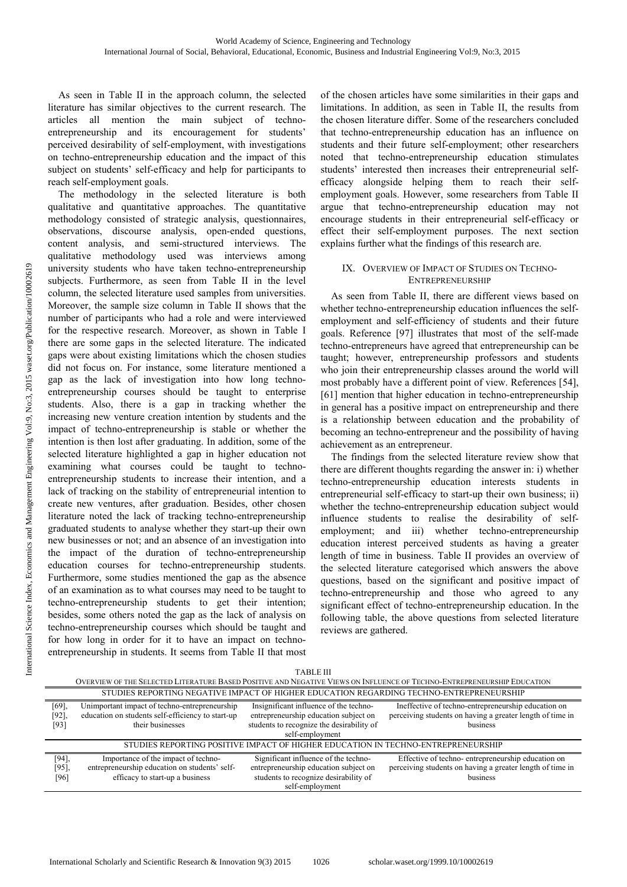As seen in Table II in the approach column, the selected literature has similar objectives to the current research. The articles all mention the main subject of techno-entrepreneurship and its encouragement for students' perceived desirability of self-employment, with investigations on techno-entrepreneurship education and the impact of this subject on students' self-efficacy and help for participants to reach self-employment goals.

The methodology in the selected literature is both qualitative and quantitative approaches. The quantitative methodology consisted of strategic analysis, questionnaires, observations, discourse analysis, open-ended questions, content analysis, and semi-structured interviews. The qualitative methodology used was interviews among university students who have taken techno-entrepreneurship subjects. Furthermore, as seen from Table II in the level column, the selected literature used samples from universities. Moreover, the sample size column in Table II shows that the number of participants who had a role and were interviewed for the respective research. Moreover, as shown in Table I there are some gaps in the selected literature. The indicated gaps were about existing limitations which the chosen studies did not focus on. For instance, some literature mentioned a gap as the lack of investigation into how long techno-entrepreneurship courses should be taught to enterprise students. Also, there is a gap in tracking whether the increasing new venture creation intention by students and the impact of techno-entrepreneurship is stable or whether the intention is then lost after graduating. In addition, some of the selected literature highlighted a gap in higher education not examining what courses could be taught to techno-entrepreneurship students to increase their intention, and a lack of tracking on the stability of entrepreneurial intention to create new ventures, after graduation. Besides, other chosen literature noted the lack of tracking techno-entrepreneurship graduated students to analyse whether they start-up their own new businesses or not; and an absence of an investigation into the impact of the duration of techno-entrepreneurship education courses for techno-entrepreneurship students. Furthermore, some studies mentioned the gap as the absence of an examination as to what courses may need to be taught to techno-entrepreneurship students to get their intention; besides, some others noted the gap as the lack of analysis on techno-entrepreneurship courses which should be taught and for how long in order for it to have an impact on techno-entrepreneurship in students. It seems from Table II that most of the chosen articles have some similarities in their gaps and limitations. In addition, as seen in Table II, the results from the chosen literature differ. Some of the researchers concluded that techno-entrepreneurship education has an influence on students and their future self-employment; other researchers noted that techno-entrepreneurship education stimulates students' interested then increases their entrepreneurial self-efficacy alongside helping them to reach their self-employment goals. However, some researchers from Table II argue that techno-entrepreneurship education may not encourage students in their entrepreneurial self-efficacy or effect their self-employment purposes. The next section explains further what the findings of this research are.

## IX. Overview of Impact of Studies on Techno-Entrepreneurship

As seen from Table II, there are different views based on whether techno-entrepreneurship education influences the self-employment and self-efficiency of students and their future goals. Reference [97] illustrates that most of the self-made techno-entrepreneurs have agreed that entrepreneurship can be taught; however, entrepreneurship professors and students who join their entrepreneurship classes around the world will most probably have a different point of view. References [54], [61] mention that higher education in techno-entrepreneurship in general has a positive impact on entrepreneurship and there is a relationship between education and the probability of becoming an techno-entrepreneur and the possibility of having achievement as an entrepreneur.

The findings from the selected literature review show that there are different thoughts regarding the answer in: i) whether techno-entrepreneurship education interests students in entrepreneurial self-efficacy to start-up their own business; ii) whether the techno-entrepreneurship education subject would influence students to realise the desirability of self-employment; and iii) whether techno-entrepreneurship education interest perceived students as having a greater length of time in business. Table II provides an overview of the selected literature categorised which answers the above questions, based on the significant and positive impact of techno-entrepreneurship and those who agreed to any significant effect of techno-entrepreneurship education. In the following table, the above questions from selected literature reviews are gathered.

TABLE III
Overview of the Selected Literature Based Positive and Negative Views on Influence of Techno-Entrepreneurship Education

| Studies Reporting Negative Impact of Higher Education Regarding Techno-Entrepreneurship | | | |
|---|---|---|---|
| [69], [92], [93] | Unimportant impact of techno-entrepreneurship education on students self-efficiency to start-up their businesses | Insignificant influence of the techno-entrepreneurship education subject on students to recognize the desirability of self-employment | Ineffective of techno-entrepreneurship education on perceiving students on having a greater length of time in business |
| **Studies Reporting Positive Impact of Higher Education in Techno-Entrepreneurship** | | | |
| [94], [95], [96] | Importance of the impact of techno-entrepreneurship education on students' self-efficacy to start-up a business | Significant influence of the techno-entrepreneurship education subject on students to recognize desirability of self-employment | Effective of techno- entrepreneurship education on perceiving students on having a greater length of time in business |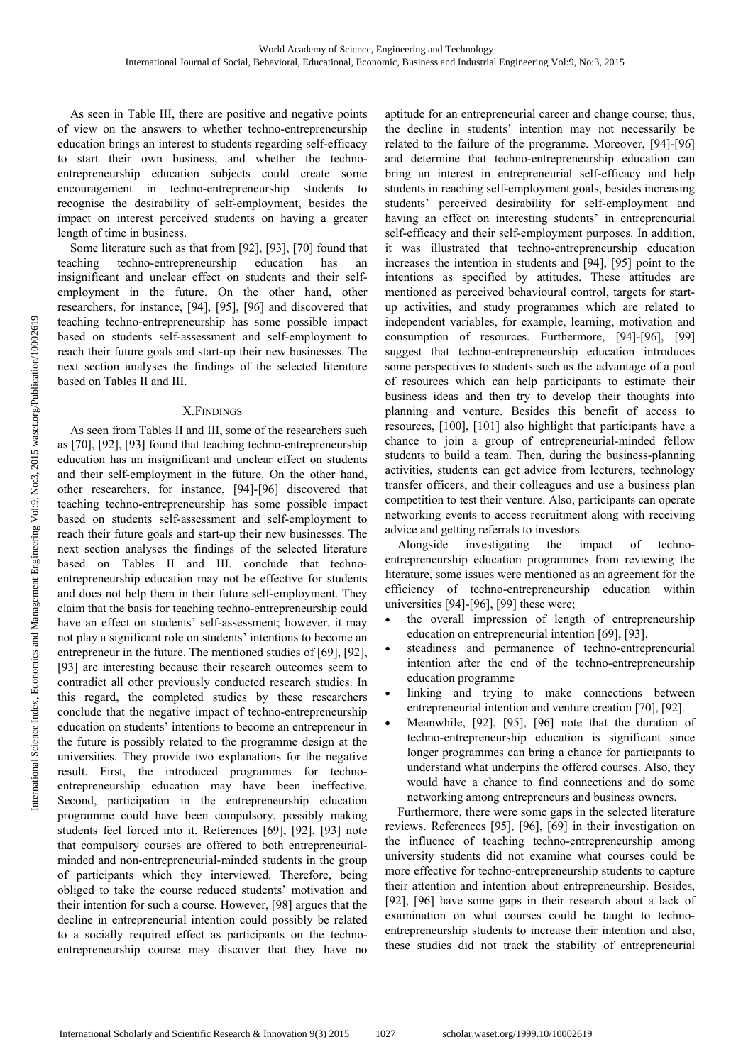As seen in Table III, there are positive and negative points of view on the answers to whether techno-entrepreneurship education brings an interest to students regarding self-efficacy to start their own business, and whether the techno-entrepreneurship education subjects could create some encouragement in techno-entrepreneurship students to recognise the desirability of self-employment, besides the impact on interest perceived students on having a greater length of time in business.

Some literature such as that from [92], [93], [70] found that teaching techno-entrepreneurship education has an insignificant and unclear effect on students and their self-employment in the future. On the other hand, other researchers, for instance, [94], [95], [96] and discovered that teaching techno-entrepreneurship has some possible impact based on students self-assessment and self-employment to reach their future goals and start-up their new businesses. The next section analyses the findings of the selected literature based on Tables II and III.

## X. Findings

As seen from Tables II and III, some of the researchers such as [70], [92], [93] found that teaching techno-entrepreneurship education has an insignificant and unclear effect on students and their self-employment in the future. On the other hand, other researchers, for instance, [94]-[96] discovered that teaching techno-entrepreneurship has some possible impact based on students self-assessment and self-employment to reach their future goals and start-up their new businesses. The next section analyses the findings of the selected literature based on Tables II and III. conclude that techno-entrepreneurship education may not be effective for students and does not help them in their future self-employment. They claim that the basis for teaching techno-entrepreneurship could have an effect on students' self-assessment; however, it may not play a significant role on students' intentions to become an entrepreneur in the future. The mentioned studies of [69], [92], [93] are interesting because their research outcomes seem to contradict all other previously conducted research studies. In this regard, the completed studies by these researchers conclude that the negative impact of techno-entrepreneurship education on students' intentions to become an entrepreneur in the future is possibly related to the programme design at the universities. They provide two explanations for the negative result. First, the introduced programmes for techno-entrepreneurship education may have been ineffective. Second, participation in the entrepreneurship education programme could have been compulsory, possibly making students feel forced into it. References [69], [92], [93] note that compulsory courses are offered to both entrepreneurial-minded and non-entrepreneurial-minded students in the group of participants which they interviewed. Therefore, being obliged to take the course reduced students' motivation and their intention for such a course. However, [98] argues that the decline in entrepreneurial intention could possibly be related to a socially required effect as participants on the techno-entrepreneurship course may discover that they have no aptitude for an entrepreneurial career and change course; thus, the decline in students' intention may not necessarily be related to the failure of the programme. Moreover, [94]-[96] and determine that techno-entrepreneurship education can bring an interest in entrepreneurial self-efficacy and help students in reaching self-employment goals, besides increasing students' perceived desirability for self-employment and having an effect on interesting students' in entrepreneurial self-efficacy and their self-employment purposes. In addition, it was illustrated that techno-entrepreneurship education increases the intention in students and [94], [95] point to the intentions as specified by attitudes. These attitudes are mentioned as perceived behavioural control, targets for start-up activities, and study programmes which are related to independent variables, for example, learning, motivation and consumption of resources. Furthermore, [94]-[96], [99] suggest that techno-entrepreneurship education introduces some perspectives to students such as the advantage of a pool of resources which can help participants to estimate their business ideas and then try to develop their thoughts into planning and venture. Besides this benefit of access to resources, [100], [101] also highlight that participants have a chance to join a group of entrepreneurial-minded fellow students to build a team. Then, during the business-planning activities, students can get advice from lecturers, technology transfer officers, and their colleagues and use a business plan competition to test their venture. Also, participants can operate networking events to access recruitment along with receiving advice and getting referrals to investors.

Alongside investigating the impact of techno-entrepreneurship education programmes from reviewing the literature, some issues were mentioned as an agreement for the efficiency of techno-entrepreneurship education within universities [94]-[96], [99] these were;

- the overall impression of length of entrepreneurship education on entrepreneurial intention [69], [93].
- steadiness and permanence of techno-entrepreneurial intention after the end of the techno-entrepreneurship education programme
- linking and trying to make connections between entrepreneurial intention and venture creation [70], [92].
- Meanwhile, [92], [95], [96] note that the duration of techno-entrepreneurship education is significant since longer programmes can bring a chance for participants to understand what underpins the offered courses. Also, they would have a chance to find connections and do some networking among entrepreneurs and business owners.

Furthermore, there were some gaps in the selected literature reviews. References [95], [96], [69] in their investigation on the influence of teaching techno-entrepreneurship among university students did not examine what courses could be more effective for techno-entrepreneurship students to capture their attention and intention about entrepreneurship. Besides, [92], [96] have some gaps in their research about a lack of examination on what courses could be taught to techno-entrepreneurship students to increase their intention and also, these studies did not track the stability of entrepreneurial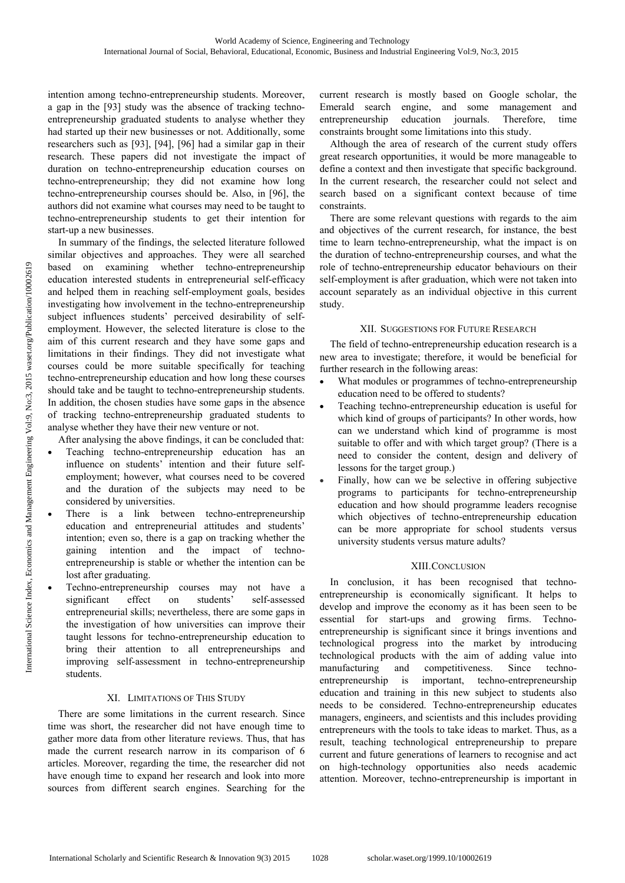intention among techno-entrepreneurship students. Moreover, a gap in the [93] study was the absence of tracking techno-entrepreneurship graduated students to analyse whether they had started up their new businesses or not. Additionally, some researchers such as [93], [94], [96] had a similar gap in their research. These papers did not investigate the impact of duration on techno-entrepreneurship education courses on techno-entrepreneurship; they did not examine how long techno-entrepreneurship courses should be. Also, in [96], the authors did not examine what courses may need to be taught to techno-entrepreneurship students to get their intention for start-up a new businesses.

In summary of the findings, the selected literature followed similar objectives and approaches. They were all searched based on examining whether techno-entrepreneurship education interested students in entrepreneurial self-efficacy and helped them in reaching self-employment goals, besides investigating how involvement in the techno-entrepreneurship subject influences students' perceived desirability of self-employment. However, the selected literature is close to the aim of this current research and they have some gaps and limitations in their findings. They did not investigate what courses could be more suitable specifically for teaching techno-entrepreneurship education and how long these courses should take and be taught to techno-entrepreneurship students. In addition, the chosen studies have some gaps in the absence of tracking techno-entrepreneurship graduated students to analyse whether they have their new venture or not.

After analysing the above findings, it can be concluded that:

- Teaching techno-entrepreneurship education has an influence on students' intention and their future self-employment; however, what courses need to be covered and the duration of the subjects may need to be considered by universities.
- There is a link between techno-entrepreneurship education and entrepreneurial attitudes and students' intention; even so, there is a gap on tracking whether the gaining intention and the impact of techno-entrepreneurship is stable or whether the intention can be lost after graduating.
- Techno-entrepreneurship courses may not have a significant effect on students' self-assessed entrepreneurial skills; nevertheless, there are some gaps in the investigation of how universities can improve their taught lessons for techno-entrepreneurship education to bring their attention to all entrepreneurships and improving self-assessment in techno-entrepreneurship students.

## XI. Limitations of This Study

There are some limitations in the current research. Since time was short, the researcher did not have enough time to gather more data from other literature reviews. Thus, that has made the current research narrow in its comparison of 6 articles. Moreover, regarding the time, the researcher did not have enough time to expand her research and look into more sources from different search engines. Searching for the current research is mostly based on Google scholar, the Emerald search engine, and some management and entrepreneurship education journals. Therefore, time constraints brought some limitations into this study.

Although the area of research of the current study offers great research opportunities, it would be more manageable to define a context and then investigate that specific background. In the current research, the researcher could not select and search based on a significant context because of time constraints.

There are some relevant questions with regards to the aim and objectives of the current research, for instance, the best time to learn techno-entrepreneurship, what the impact is on the duration of techno-entrepreneurship courses, and what the role of techno-entrepreneurship educator behaviours on their self-employment is after graduation, which were not taken into account separately as an individual objective in this current study.

## XII. Suggestions for Future Research

The field of techno-entrepreneurship education research is a new area to investigate; therefore, it would be beneficial for further research in the following areas:

- What modules or programmes of techno-entrepreneurship education need to be offered to students?
- Teaching techno-entrepreneurship education is useful for which kind of groups of participants? In other words, how can we understand which kind of programme is most suitable to offer and with which target group? (There is a need to consider the content, design and delivery of lessons for the target group.)
- Finally, how can we be selective in offering subjective programs to participants for techno-entrepreneurship education and how should programme leaders recognise which objectives of techno-entrepreneurship education can be more appropriate for school students versus university students versus mature adults?

## XIII. Conclusion

In conclusion, it has been recognised that techno-entrepreneurship is economically significant. It helps to develop and improve the economy as it has been seen to be essential for start-ups and growing firms. Techno-entrepreneurship is significant since it brings inventions and technological progress into the market by introducing technological products with the aim of adding value into manufacturing and competitiveness. Since techno-entrepreneurship is important, techno-entrepreneurship education and training in this new subject to students also needs to be considered. Techno-entrepreneurship educates managers, engineers, and scientists and this includes providing entrepreneurs with the tools to take ideas to market. Thus, as a result, teaching technological entrepreneurship to prepare current and future generations of learners to recognise and act on high-technology opportunities also needs academic attention. Moreover, techno-entrepreneurship is important in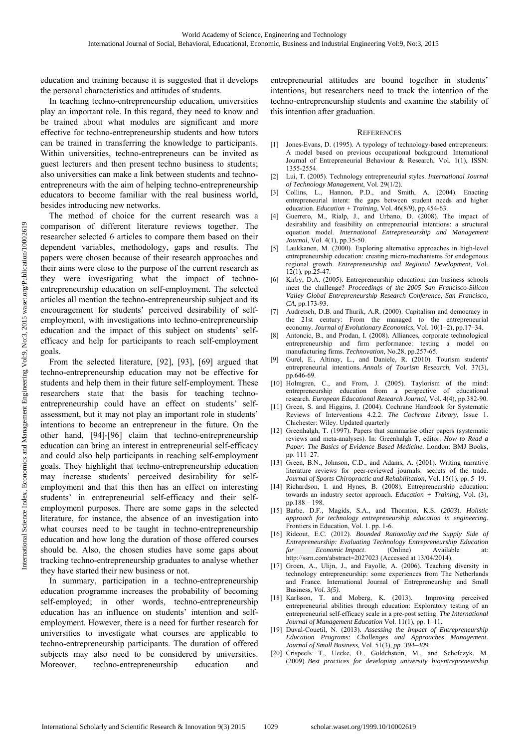education and training because it is suggested that it develops the personal characteristics and attitudes of students.

In teaching techno-entrepreneurship education, universities play an important role. In this regard, they need to know and be trained about what modules are significant and more effective for techno-entrepreneurship students and how tutors can be trained in transferring the knowledge to participants. Within universities, techno-entrepreneurs can be invited as guest lecturers and then present techno business to students; also universities can make a link between students and techno-entrepreneurs with the aim of helping techno-entrepreneurship educators to become familiar with the real business world, besides introducing new networks.

The method of choice for the current research was a comparison of different literature reviews together. The researcher selected 6 articles to compare them based on their dependent variables, methodology, gaps and results. The papers were chosen because of their research approaches and their aims were close to the purpose of the current research as they were investigating what the impact of techno-entrepreneurship education on self-employment. The selected articles all mention the techno-entrepreneurship subject and its encouragement for students' perceived desirability of self-employment, with investigations into techno-entrepreneurship education and the impact of this subject on students' self-efficacy and help for participants to reach self-employment goals.

From the selected literature, [92], [93], [69] argued that techno-entrepreneurship education may not be effective for students and help them in their future self-employment. These researchers state that the basis for teaching techno-entrepreneurship could have an effect on students' self-assessment, but it may not play an important role in students' intentions to become an entrepreneur in the future. On the other hand, [94]-[96] claim that techno-entrepreneurship education can bring an interest in entrepreneurial self-efficacy and could also help participants in reaching self-employment goals. They highlight that techno-entrepreneurship education may increase students' perceived desirability for self-employment and that this then has an effect on interesting students' in entrepreneurial self-efficacy and their self-employment purposes. There are some gaps in the selected literature, for instance, the absence of an investigation into what courses need to be taught in techno-entrepreneurship education and how long the duration of those offered courses should be. Also, the chosen studies have some gaps about tracking techno-entrepreneurship graduates to analyse whether they have started their new business or not.

In summary, participation in a techno-entrepreneurship education programme increases the probability of becoming self-employed; in other words, techno-entrepreneurship education has an influence on students' intention and self-employment. However, there is a need for further research for universities to investigate what courses are applicable to techno-entrepreneurship participants. The duration of offered subjects may also need to be considered by universities. Moreover, techno-entrepreneurship education and entrepreneurial attitudes are bound together in students' intentions, but researchers need to track the intention of the techno-entrepreneurship students and examine the stability of this intention after graduation.

## References

[1] Jones-Evans, D. (1995). A typology of technology-based entrepreneurs: A model based on previous occupational background. International Journal of Entrepreneurial Behaviour & Research, Vol. 1(1), ISSN: 1355-2554.

[2] Lui, T. (2005). Technology entrepreneurial styles. *International Journal of Technology Management*, Vol. 29(1/2).

[3] Collins, L., Hannon, P.D., and Smith, A. (2004). Enacting entrepreneurial intent: the gaps between student needs and higher education. *Education + Training*, Vol. 46(8/9), pp.454-63.

[4] Guerrero, M., Rialp, J., and Urbano, D. (2008). The impact of desirability and feasibility on entrepreneurial intentions: a structural equation model. *International Entrepreneurship and Management Journal*, Vol. 4(1), pp.35-50.

[5] Laukkanen, M. (2000). Exploring alternative approaches in high-level entrepreneurship education: creating micro-mechanisms for endogenous regional growth. *Entrepreneurship and Regional Development*, Vol. 12(1), pp.25-47.

[6] Kirby, D.A. (2005). Entrepreneurship education: can business schools meet the challenge? *Proceedings of the 2005 San Francisco-Silicon Valley Global Entrepreneurship Research Conference, San Francisco, CA*, pp.173-93.

[7] Audretsch, D.B. and Thurik, A.R. (2000). Capitalism and democracy in the 21st century: From the managed to the entrepreneurial economy. *Journal of Evolutionary Economics*, Vol. 10(1–2), pp.17–34.

[8] Antoncic, B., and Prodan, I. (2008). Alliances, corporate technological entrepreneurship and firm performance: testing a model on manufacturing firms. *Technovation*, No.28, pp.257-65.

[9] Gurel, E., Altinay, L., and Daniele, R. (2010). Tourism students' entrepreneurial intentions. *Annals of Tourism Research*, Vol. 37(3), pp.646-69.

[10] Holmgren, C., and From, J. (2005). Taylorism of the mind: entrepreneurship education from a perspective of educational research. *European Educational Research Journal*, Vol. 4(4), pp.382-90.

[11] Green, S. and Higgins, J. (2004). Cochrane Handbook for Systematic Reviews of Interventions 4.2.2. *The Cochrane Library*, Issue 1. Chichester: Wiley. Updated quarterly

[12] Greenhalgh, T. (1997). Papers that summarise other papers (systematic reviews and meta-analyses). In: Greenhalgh T, editor. *How to Read a Paper: The Basics of Evidence Based Medicine*. London: BMJ Books, pp. 111–27.

[13] Green, B.N., Johnson, C.D., and Adams, A. (2001). Writing narrative literature reviews for peer-reviewed journals: secrets of the trade. *Journal of Sports Chiropractic and Rehabilitation*, Vol. 15(1), pp. 5–19.

[14] Richardson, I. and Hynes, B. (2008). Entrepreneurship education: towards an industry sector approach. *Education + Training*, Vol. (3), pp.188 – 198.

[15] Barbe. D.F., Magids, S.A., and Thornton, K.S. (*2003*). *Holistic approach for technology entrepreneurship education in engineering.* Frontiers in Education, Vol. 1. pp. 1-6.

[16] Rideout, E.C. (2012). *Bounded Rationality and the Supply Side of Entrepreneurship: Evaluating Technology Entrepreneurship Education for Economic Impact*. (Online) Available at: http://ssrn.com/abstract=2027023 (Accessed at 13/04/2014).

[17] Groen, A., Ulijn, J., and Fayolle, A. (2006). Teaching diversity in technology entrepreneurship: some experiences from The Netherlands and France. International Journal of Entrepreneurship and Small Business*, Vol. 3(5).*

[18] Karlsson, T. and Moberg, K. (2013). Improving perceived entrepreneurial abilities through education: Exploratory testing of an entrepreneurial self-efficacy scale in a pre-post setting. *The International Journal of Management Education* Vol. 11(1), pp. 1–11.

[19] Duval-Couetil, N. (2013). *Assessing the Impact of Entrepreneurship Education Programs: Challenges and Approaches Management. Journal of Small Business,* Vol. 51(3), *pp. 394–409.*

[20] Crispeels, T., Uecke, O., Goldchstein, M., and Schefczyk, M. (2009). *Best practices for developing university bioentrepreneurship*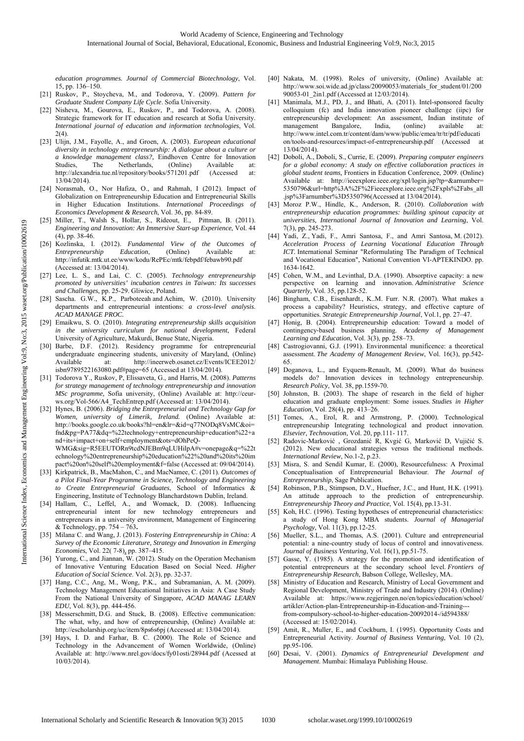*education programmes. Journal of Commercial Biotechnology*, Vol. 15, pp. 136–150.

[21] Ruskov, P., Stoycheva, M., and Todorova, Y. (2009). *Pattern for Graduate Student Company Life Cycle*. Sofia University.

[22] Nisheva, M., Gourova, E., Ruskov, P., and Todorova, A. (2008). Strategic framework for IT education and research at Sofia University. *International journal of education and information technologies*, Vol. 2(4).

[23] Ulijn, J.M., Fayolle, A., and Groen, A. (2003). *European educational diversity in technology entrepreneurship: A dialogue about a culture or a knowledge management class?*, Eindhoven Centre for Innovation Studies, The Netherlands, (Online) Available at: http://alexandria.tue.nl/repository/books/571201.pdf (Accessed at: 13/04/2014).

[24] Norasmah, O., Nor Hafiza, O., and Rahmah, I (2012). Impact of Globalization on Entrepreneurship Education and Entrepreneurial Skills in Higher Education Institutions. *International Proceedings of Economics Development & Research*, Vol. 36, pp. 84-89.

[25] Miller, T., Walsh S., Hollar, S., Rideout, E., Pittman, B. (2011). *Engineering and Innovation: An Immersive Start-up Experience*, Vol. 44 (4), pp. 38-46.

[26] Kozlinska, I. (2012). *Fundamental View of the Outcomes of Entrepreneurship Education*, (Online) Available at: http://infutik.mtk.ut.ee/www/kodu/RePEc/mtk/febpdf/febawb90.pdf (Accessed at: 13/04/2014).

[27] Lee, L. S., and Lai, C. C. (2005). *Technology entrepreneurship promoted by universities' incubation centres in Taiwan: Its successes and Challenges*, pp. 25-29. Gliwice, Poland.

[28] Sascha. G.W., K.P., Parboteeah and Achim, W. (2010). University departments and entrepreneurial intentions: *a cross-level analysis*. *ACAD MANAGE PROC.*

[29] Emaikwu, S. O. (2010). *Integrating entrepreneurship skills acquisition in the university curriculum for national development*, Federal University of Agriculture, Makurdi, Benue State, Nigeria.

[30] Barbe, D.F. (2012). Residency programme for entrepreneurial undergraduate engineering students, university of Maryland, (Online) Available at: http://ineerweb.osanet.cz/Events/ICEE2012/isbn9789522163080.pdf#page=65 (Accessed at 13/04/2014).

[31] Todorova Y., Ruskov, P, Elissaveta, G., and Harris, M. (2008). *Patterns for strategy management of technology entrepreneurship and innovation MSc programme*, Sofia university, (Online) Available at: http://ceur-ws.org/Vol-566/A4_TechEntrep.pdf (Accessed at: 13/04/2014).

[32] Hynes, B. (2006). *Bridging the Entrepreneurial and Technology Gap for Women, university of Limerik, Ireland.* (Online) Available at: http://books.google.co.uk/books?hl=en&lr=&id=q77NODq8VsMC&oi=fnd&pg=PA77&dq=%22technology+entrepreneurship+education%22+and+its+impact+on+self+employment&ots=dOhPeQ-WMG&sig=R5EEUTORn9tcdNJEBm9qLUHilpA#v=onepage&q=%22technology%20entrepreneurship%20education%22%20and%20its%20impact%20on%20self%20employment&f=false (Accessed at: 09/04/2014).

[33] Kirkpatrick, B., MacMahon, C., and MacNamee, C. (2011). *Outcomes of a Pilot Final-Year Programme in Science, Technology and Engineering to Create Entrepreneurial Graduates*, School of Informatics & Engineering, Institute of Technology Blanchardstown Dublin, Ireland.

[34] Hallam, C., Leffel, A., and Womack, D. (2008). Influencing entrepreneurial intent for new technology entrepreneurs and entrepreneurs in a university environment, Management of Engineering & Technology, pp. 754 – 763**.**

[35] Milana, C. and Wang, J. (2013). *Fostering Entrepreneurship in China: A Survey of the Economic Literature, Strategy and Innovation in Emerging Economies*, Vol. 22( 7-8), pp. 387–415.

[36] Yurong, C., and Jiannan, W. (2012). Study on the Operation Mechanism of Innovative Venturing Education Based on Social Need. *Higher Education of Social Science*. Vol. 2(3), pp. 32-37.

[37] Hang, C.C., Ang, M., Wong, P.K., and Subramanian, A. M. (2009). Technology Management Educational Initiatives in Asia: A Case Study From the National University of Singapore, *ACAD MANAG LEARN EDU*, Vol. 8(3), pp. 444-456.

[38] Messerschmitt, D.G. and Stuck, B. (2008). Effective communication: The what, why, and how of entrepreneurship, (Online) Available at: http://escholarship.org/uc/item/8ps6s6pj (Accessed at: 13/04/2014).

[39] Hays, I. D. and Farhar, B. C. (2000). The Role of Science and Technology in the Advancement of Women Worldwide, (Online) Available at: http://www.nrel.gov/docs/fy01osti/28944.pdf (Acessed at 10/03/2014).

[40] Nakata, M. (1998). Roles of university, (Online) Available at: http://www.soi.wide.ad.jp/class/20090053/materials_for_student/01/20090053-01_2in1.pdf (Accessed at 12/03/2014).

[41] Manimala, M.J., PD, J., and Bhati, A. (2011). Intel-sponsored faculty colloquium (fc) and India innovation pioneer challenge (iipc) for entrepreneurship development: An assessment, Indian institute of management Bangalore, India, (online) available at: http://www.intel.com.tr/content/dam/www/public/emea/tr/tr/pdf/education/tools-and-resources/impact-of-entrepreneurship.pdf (Accessed at 13/04/2014).

[42] Doboli, A., Doboli, S., Currie, E. (2009). *Preparing computer engineers for a global economy: A study on effective collaboration practices in global student teams*, Frontiers in Education Conference, 2009. (Online) Available at: http://ieeexplore.ieee.org/xpl/login.jsp?tp=&arnumber=5350796&url=http%3A%2F%2Fieeexplore.ieee.org%2Fxpls%2Fabs_all.jsp%3Farnumber%3D5350796(Accessed at 13/04/2014).

[43] Moroz P.W., Hindle, K., Anderson, R. (2010). *Collaboration with entrepreneurship education programmes: building spinout capacity at universities, International Journal of Innovation and Learning*, Vol. 7(3), pp. 245-273.

[44] Yadi, Z., Yadi, F., Amri Santosa, F., and Amri Santosa, M. (2012). *Acceleration Process of Learning Vocational Education Through ICT*. International Seminar "Reformulating The Paradigm of Technical and Vocational Education", National Convention VI-APTEKINDO. pp. 1634-1642.

[45] Cohen, W.M., and Levinthal, D.A. (1990). Absorptive capacity: a new perspective on learning and innovation. *Administrative Science Quarterly*, Vol. 35, pp.128-52.

[46] Bingham, C.B., Eisenhardt., K..M. Furr. N.R. (2007). What makes a process a capability? Heuristics, strategy, and effective capture of opportunities. *Strategic Entrepreneurship Journal*, Vol.1, pp. 27–47.

[47] Honig, B. (2004). Entrepreneurship education: Toward a model of contingency-based business planning. *Academy of Management Learning and Education*, Vol. 3(3), pp. 258–73.

[48] Castrogiovanni, G.J. (1991). Environmental munificence: a theoretical assessment. *The Academy of Management Review*, Vol. 16(3), pp.542-65.

[49] Doganova, L., and Eyquem-Renault, M. (2009). What do business models do? Innovation devices in technology entrepreneurship. *Research Policy*, Vol. 38, pp.1559-70.

[50] Johnston, B. (2003). The shape of research in the field of higher education and graduate employment: Some issues. *Studies in Higher Education*, Vol. 28(4), pp. 413–26.

[51] Tomes, A., Erol, R. and Armstrong, P. (2000). Technological entrepreneurship Integrating technological and product innovation. *Elsevier, Technovation*, Vol. 20, pp.111- 117.

[52] Radovic-Marković , Grozdanić R, Kvgić G, Marković D, Vujičić S. (2012). New educational strategies versus the traditional methods. *International Review*, No.1-2, p.23.

[53] Misra, S. and Sendil Kumar, E. (2000), Resourcefulness: A Proximal Conceptualisation of Entrepreneurial Behaviour. *The Journal of Entrepreneurship*, Sage Publication.

[54] Robinson, P.B., Stimpson, D.V., Huefner, J.C., and Hunt, H.K. (1991). An attitude approach to the prediction of entrepreneurship. *Entrepreneurship Theory and Practice*, Vol. 15(4), pp.13-31.

[55] Koh, H.C. (1996). Testing hypotheses of entrepreneurial characteristics: a study of Hong Kong MBA students. *Journal of Managerial Psychology*, Vol. 11(3), pp.12-25.

[56] Mueller, S.L., and Thomas, A.S. (2001). Culture and entrepreneurial potential: a nine-country study of locus of control and innovativeness. *Journal of Business Venturing*, Vol. 16(1), pp.51-75.

[57] Gasse, Y. (1985). A strategy for the promotion and identification of potential entrepreneurs at the secondary school level. *Frontiers of Entrepreneurship Research*, Babson College, Wellesley, MA.

[58] Ministry of Education and Research, Ministry of Local Government and Regional Development, Ministry of Trade and Industry (2014). (Online) Available at: https://www.regjeringen.no/en/topics/education/school/artikler/Action-plan-Entrepreneurship-in-Education-and-Training---from-compulsory-school-to-higher-education-20092014-/id594388/ (Accessed at: 15/02/2014).

[59] Amit, R., Muller, E., and Cockburn, I. (1995). Opportunity Costs and Entrepreneurial Activity. *Journal of Business Venturing*, Vol. 10 (2), pp.95-106.

[60] Desai, V. (2001). *Dynamics of Entrepreneurial Development and Management*. Mumbai: Himalaya Publishing House.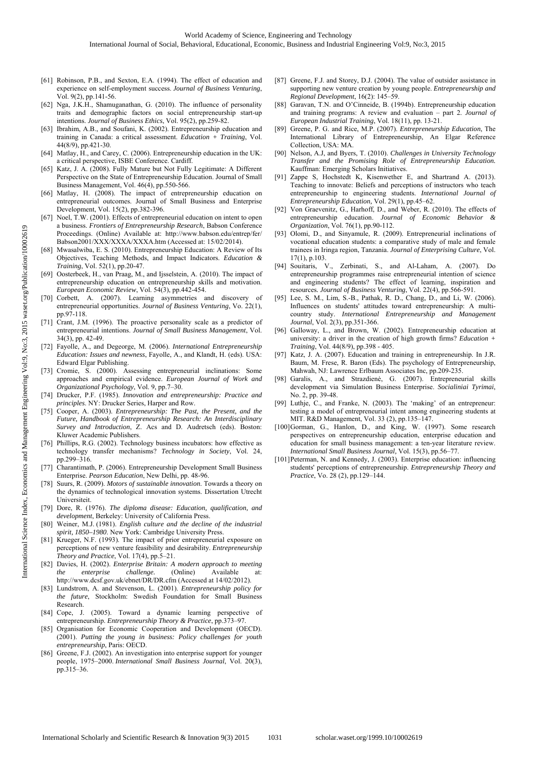[61] Robinson, P.B., and Sexton, E.A. (1994). The effect of education and experience on self-employment success. *Journal of Business Venturing*, Vol. 9(2), pp.141-56.

[62] Nga, J.K.H., Shamuganathan, G. (2010). The influence of personality traits and demographic factors on social entrepreneurship start-up intentions. *Journal of Business Ethics*, Vol. 95(2), pp.259-82.

[63] Ibrahim, A.B., and Soufani, K. (2002). Entrepreneurship education and training in Canada: a critical assessment. *Education + Training*, Vol. 44(8/9), pp.421-30.

[64] Matlay, H., and Carey, C. (2006). Entrepreneurship education in the UK: a critical perspective, ISBE Conference. Cardiff.

[65] Katz, J. A. (2008). Fully Mature but Not Fully Legitimate: A Different Perspective on the State of Entrepreneurship Education. Journal of Small Business Management, Vol. 46(4), pp.550-566.

[66] Matlay, H. (2008). The impact of entrepreneurship education on entrepreneurial outcomes. Journal of Small Business and Enterprise Development, Vol. 15(2), pp.382-396.

[67] Noel, T.W. (2001). Effects of entrepreneurial education on intent to open a business. *Frontiers of Entrepreneurship Research*, Babson Conference Proceedings. (Online) Available at: http://www.babson.edu/entrep/fer/Babson2001/XXX/XXXA/XXXA.htm (Accessed at: 15/02/2014).

[68] Mwasalwiba, E. S. (2010). Entrepreneurship Education: A Review of Its Objectives, Teaching Methods, and Impact Indicators. *Education & Training*, Vol. 52(1), pp.20-47.

[69] Oosterbeek, H., van Praag, M., and Ijsselstein, A. (2010). The impact of entrepreneurship education on entrepreneurship skills and motivation. *European Economic Review*, Vol. 54(3), pp.442-454.

[70] Corbett, A. (2007). Learning asymmetries and discovery of entrepreneurial opportunities. *Journal of Business Venturing*, Vo. 22(1), pp.97-118.

[71] Crant, J.M. (1996). The proactive personality scale as a predictor of entrepreneurial intentions. *Journal of Small Business Management*, Vol. 34(3), pp. 42-49.

[72] Fayolle, A., and Degeorge, M. (2006). *International Entrepreneurship Education: Issues and newness*, Fayolle, A., and Klandt, H. (eds). USA: Edward Elgar Publishing.

[73] Cromie, S. (2000). Assessing entrepreneurial inclinations: Some approaches and empirical evidence. *European Journal of Work and Organizational Psychology*, Vol. 9, pp.7–30.

[74] Drucker, P.F. (1985). *Innovation and entrepreneurship: Practice and principles*. NY: Drucker Series, Harper and Row.

[75] Cooper, A. (2003). *Entrepreneurship: The Past, the Present, and the Future, Handbook of Entrepreneurship Research: An Interdisciplinary Survey and Introduction*, Z. Acs and D. Audretsch (eds). Boston: Kluwer Academic Publishers.

[76] Phillips, R.G. (2002). Technology business incubators: how effective as technology transfer mechanisms? *Technology in Society*, Vol. 24, pp.299–316.

[77] Charantimath, P. (2006). Entrepreneurship Development Small Business Enterprise. *Pearson Education*, New Delhi, pp. 48-96.

[78] Suurs, R. (2009). *Motors of sustainable innovation*. Towards a theory on the dynamics of technological innovation systems. Dissertation Utrecht Universiteit.

[79] Dore, R. (1976). *The diploma disease: Education, qualification, and development*, Berkeley: University of California Press.

[80] Weiner, M.J. (1981). *English culture and the decline of the industrial spirit, 1850–1980*. New York: Cambridge University Press.

[81] Krueger, N.F. (1993). The impact of prior entrepreneurial exposure on perceptions of new venture feasibility and desirability. *Entrepreneurship Theory and Practice*, Vol. 17(4), pp.5–21.

[82] Davies, H. (2002). *Enterprise Britain: A modern approach to meeting the enterprise challenge*. (Online) Available at: http://www.dcsf.gov.uk/ebnet/DR/DR.cfm (Accessed at 14/02/2012).

[83] Lundstrom, A. and Stevenson, L. (2001). *Entrepreneurship policy for the future*, Stockholm: Swedish Foundation for Small Business Research.

[84] Cope, J. (2005). Toward a dynamic learning perspective of entrepreneurship. *Entrepreneurship Theory & Practice*, pp.373–97.

[85] Organisation for Economic Cooperation and Development (OECD). (2001). *Putting the young in business: Policy challenges for youth entrepreneurship*, Paris: OECD.

[86] Greene, F.J. (2002). An investigation into enterprise support for younger people, 1975–2000. *International Small Business Journal*, Vol. 20(3), pp.315–36.

[87] Greene, F.J. and Storey, D.J. (2004). The value of outsider assistance in supporting new venture creation by young people. *Entrepreneurship and Regional Development*, 16(2): 145–59.

[88] Garavan, T.N. and O'Cinneide, B. (1994b). Entrepreneurship education and training programs: A review and evaluation – part 2. *Journal of European Industrial Training*, Vol. 18(11), pp. 13-21.

[89] Greene, P. G. and Rice, M.P. (2007). *Entrepreneurship Education*, The International Library of Entrepreneurship, An Elgar Reference Collection, USA: MA.

[90] Nelson, A.J, and Byers, T. (2010). *Challenges in University Technology Transfer and the Promising Role of Entrepreneurship Education.* Kauffman: Emerging Scholars Initiatives.

[91] Zappe S, Hochstedt K, Kisenwether E, and Shartrand A. (2013). Teaching to innovate: Beliefs and perceptions of instructors who teach entrepreneurship to engineering students. *International Journal of Entrepreneurship Education,* Vol. 29(1), pp.45–62.

[92] Von Graevenitz, G., Harhoff, D., and Weber, R. (2010). The effects of entrepreneurship education. *Journal of Economic Behavior & Organization*, Vol. 76(1), pp.90-112.

[93] Olomi, D., and Sinyamule, R. (2009). Entrepreneurial inclinations of vocational education students: a comparative study of male and female trainees in Iringa region, Tanzania. *Journal of Enterprising Culture*, Vol. 17(1), p.103.

[94] Souitaris, V., Zerbinati, S., and Al-Laham, A. (2007). Do entrepreneurship programmes raise entrepreneurial intention of science and engineering students? The effect of learning, inspiration and resources. *Journal of Business Venturing*, Vol. 22(4), pp.566-591.

[95] Lee, S. M., Lim, S.-B., Pathak, R. D., Chang, D., and Li, W. (2006). Influences on students' attitudes toward entrepreneurship: A multi-country study. *International Entrepreneurship and Management Journal*, Vol. 2(3), pp.351-366.

[96] Galloway, L., and Brown, W. (2002). Entrepreneurship education at university: a driver in the creation of high growth firms? *Education + Training*, Vol. 44(8/9), pp.398 - 405.

[97] Katz, J. A. (2007). Education and training in entrepreneurship. In J.R. Baum, M. Frese, R. Baron (Eds). The psychology of Entrepreneurship, Mahwah, NJ: Lawrence Erlbaum Associates Inc, pp.209-235.

[98] Garalis, A., and Strazdienė, G. (2007). Entrepreneurial skills development via Simulation Business Enterprise. *Socialiniai Tyrimai*, No. 2, pp. 39-48.

[99] Luthje, C., and Franke, N. (2003). The 'making' of an entrepreneur: testing a model of entrepreneurial intent among engineering students at MIT. R&D Management, Vol. 33 (2), pp.135–147.

[100] Gorman, G., Hanlon, D., and King, W. (1997). Some research perspectives on entrepreneurship education, enterprise education and education for small business management: a ten-year literature review. *International Small Business Journal*, Vol. 15(3), pp.56–77.

[101] Peterman, N. and Kennedy, J. (2003). Enterprise education: influencing students' perceptions of entrepreneurship. *Entrepreneurship Theory and Practice*, Vo. 28 (2), pp.129–144.